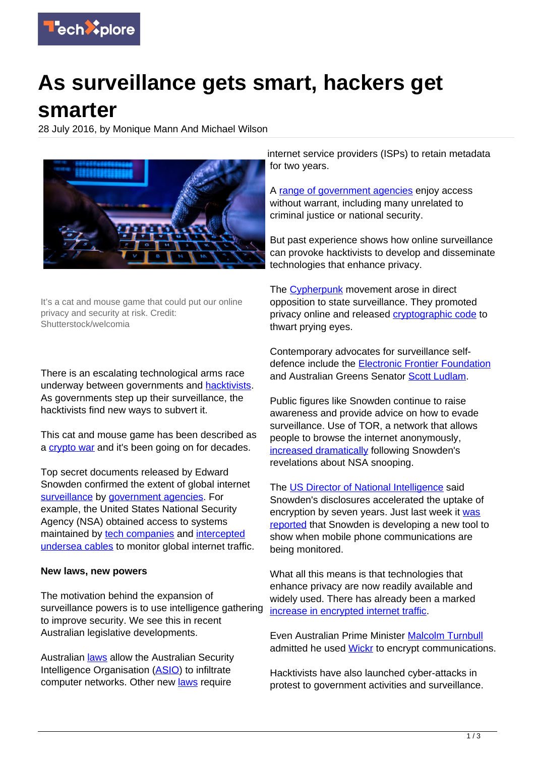# As surveillance gets smart, hackers get smarter

28 July 2016, by Monique Mann And Michael Wilson

It's a cat and mouse game that could put our online privacy and security at risk. Credit: Shutterstock/welcomia

There is an escalating technological arms race underway between governments and hacktivists. As governments step up their surveillance, the hacktivists find new ways to subvert it.

This cat and mouse game has been described as a crypto war and it's been going on for decades.

Top secret documents released by Edward Snowden confirmed the extent of global internet surveillance by government agencies. For example, the United States National Security Agency (NSA) obtained access to systems maintained by tech companies and intercepted undersea cables to monitor global internet traffic.

**New laws, new powers**

The motivation behind the expansion of surveillance powers is to use intelligence gathering to improve security. We see this in recent Australian legislative developments.

Australian laws allow the Australian Security Intelligence Organisation (ASIO) to infiltrate computer networks. Other new laws require internet service providers (ISPs) to retain metadata for two years.

A range of government agencies enjoy access without warrant, including many unrelated to criminal justice or national security.

But past experience shows how online surveillance can provoke hacktivists to develop and disseminate technologies that enhance privacy.

The Cypherpunk movement arose in direct opposition to state surveillance. They promoted privacy online and released cryptographic code to thwart prying eyes.

Contemporary advocates for surveillance self-defence include the Electronic Frontier Foundation and Australian Greens Senator Scott Ludlam.

Public figures like Snowden continue to raise awareness and provide advice on how to evade surveillance. Use of TOR, a network that allows people to browse the internet anonymously, increased dramatically following Snowden's revelations about NSA snooping.

The US Director of National Intelligence said Snowden's disclosures accelerated the uptake of encryption by seven years. Just last week it was reported that Snowden is developing a new tool to show when mobile phone communications are being monitored.

What all this means is that technologies that enhance privacy are now readily available and widely used. There has already been a marked increase in encrypted internet traffic.

Even Australian Prime Minister Malcolm Turnbull admitted he used Wickr to encrypt communications.

Hacktivists have also launched cyber-attacks in protest to government activities and surveillance.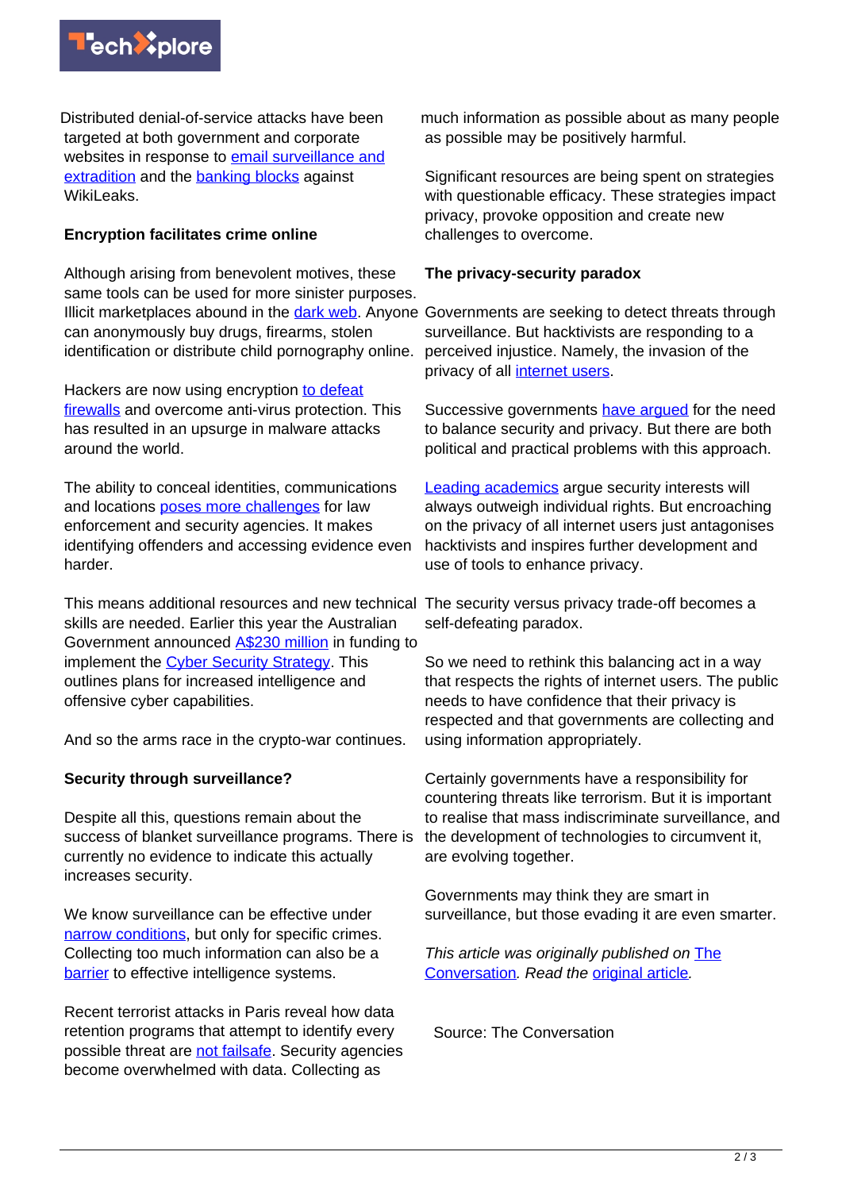Distributed denial-of-service attacks have been targeted at both government and corporate websites in response to email surveillance and extradition and the banking blocks against WikiLeaks.

### Encryption facilitates crime online

Although arising from benevolent motives, these same tools can be used for more sinister purposes. Illicit marketplaces abound in the dark web. Anyone can anonymously buy drugs, firearms, stolen identification or distribute child pornography online.

Hackers are now using encryption to defeat firewalls and overcome anti-virus protection. This has resulted in an upsurge in malware attacks around the world.

The ability to conceal identities, communications and locations poses more challenges for law enforcement and security agencies. It makes identifying offenders and accessing evidence even harder.

This means additional resources and new technical skills are needed. Earlier this year the Australian Government announced A$230 million in funding to implement the Cyber Security Strategy. This outlines plans for increased intelligence and offensive cyber capabilities.

And so the arms race in the crypto-war continues.

### Security through surveillance?

Despite all this, questions remain about the success of blanket surveillance programs. There is currently no evidence to indicate this actually increases security.

We know surveillance can be effective under narrow conditions, but only for specific crimes. Collecting too much information can also be a barrier to effective intelligence systems.

Recent terrorist attacks in Paris reveal how data retention programs that attempt to identify every possible threat are not failsafe. Security agencies become overwhelmed with data. Collecting as much information as possible about as many people as possible may be positively harmful.

Significant resources are being spent on strategies with questionable efficacy. These strategies impact privacy, provoke opposition and create new challenges to overcome.

### The privacy-security paradox

Governments are seeking to detect threats through surveillance. But hacktivists are responding to a perceived injustice. Namely, the invasion of the privacy of all internet users.

Successive governments have argued for the need to balance security and privacy. But there are both political and practical problems with this approach.

Leading academics argue security interests will always outweigh individual rights. But encroaching on the privacy of all internet users just antagonises hacktivists and inspires further development and use of tools to enhance privacy.

The security versus privacy trade-off becomes a self-defeating paradox.

So we need to rethink this balancing act in a way that respects the rights of internet users. The public needs to have confidence that their privacy is respected and that governments are collecting and using information appropriately.

Certainly governments have a responsibility for countering threats like terrorism. But it is important to realise that mass indiscriminate surveillance, and the development of technologies to circumvent it, are evolving together.

Governments may think they are smart in surveillance, but those evading it are even smarter.

*This article was originally published on The Conversation. Read the original article.*

Source: The Conversation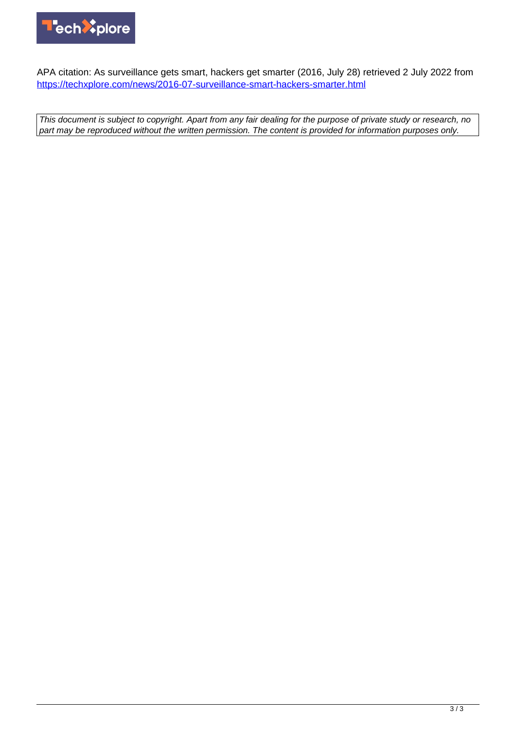APA citation: As surveillance gets smart, hackers get smarter (2016, July 28) retrieved 2 July 2022 from https://techxplore.com/news/2016-07-surveillance-smart-hackers-smarter.html

*This document is subject to copyright. Apart from any fair dealing for the purpose of private study or research, no part may be reproduced without the written permission. The content is provided for information purposes only.*